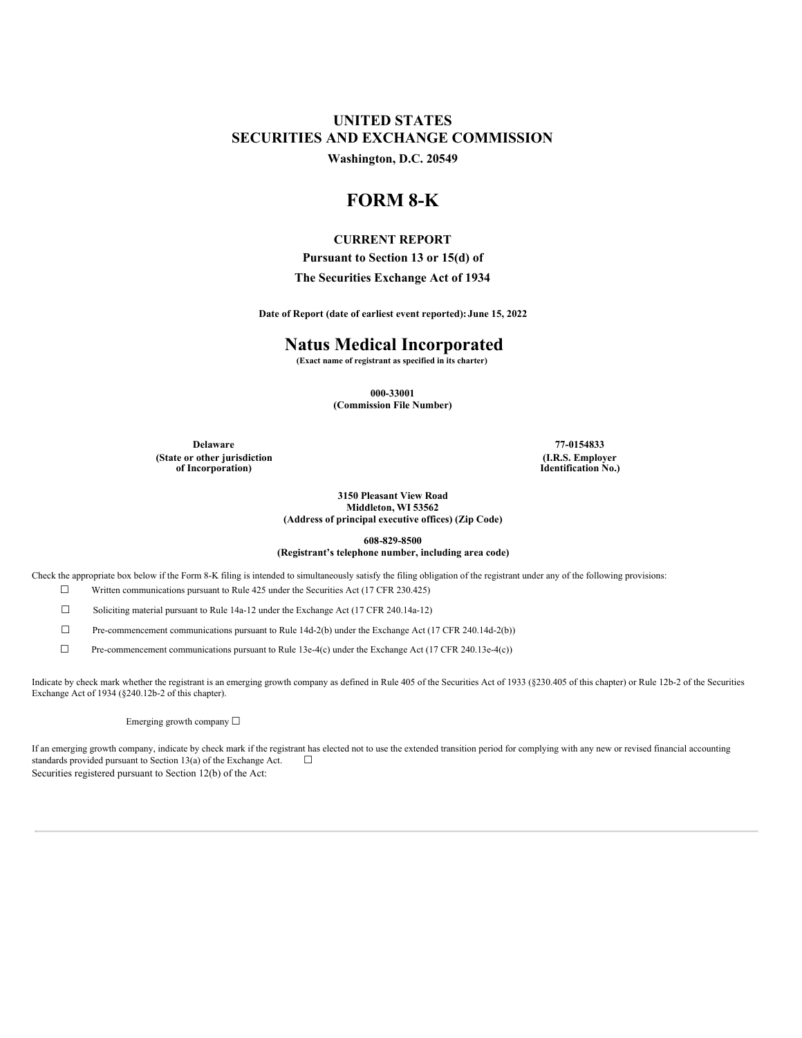# UNITED STATES
# SECURITIES AND EXCHANGE COMMISSION

**Washington, D.C. 20549**

# FORM 8-K

**CURRENT REPORT**

**Pursuant to Section 13 or 15(d) of**

**The Securities Exchange Act of 1934**

**Date of Report (date of earliest event reported): June 15, 2022**

# Natus Medical Incorporated

**(Exact name of registrant as specified in its charter)**

**000-33001**
**(Commission File Number)**

| Delaware | 77-0154833 |
| --- | --- |
| (State or other jurisdiction of Incorporation) | (I.R.S. Employer Identification No.) |

**3150 Pleasant View Road**
**Middleton, WI 53562**
**(Address of principal executive offices) (Zip Code)**

**608-829-8500**
**(Registrant's telephone number, including area code)**

Check the appropriate box below if the Form 8-K filing is intended to simultaneously satisfy the filing obligation of the registrant under any of the following provisions:

☐ Written communications pursuant to Rule 425 under the Securities Act (17 CFR 230.425)

☐ Soliciting material pursuant to Rule 14a-12 under the Exchange Act (17 CFR 240.14a-12)

☐ Pre-commencement communications pursuant to Rule 14d-2(b) under the Exchange Act (17 CFR 240.14d-2(b))

☐ Pre-commencement communications pursuant to Rule 13e-4(c) under the Exchange Act (17 CFR 240.13e-4(c))

Indicate by check mark whether the registrant is an emerging growth company as defined in Rule 405 of the Securities Act of 1933 (§230.405 of this chapter) or Rule 12b-2 of the Securities Exchange Act of 1934 (§240.12b-2 of this chapter).

Emerging growth company ☐

If an emerging growth company, indicate by check mark if the registrant has elected not to use the extended transition period for complying with any new or revised financial accounting standards provided pursuant to Section 13(a) of the Exchange Act. ☐

Securities registered pursuant to Section 12(b) of the Act: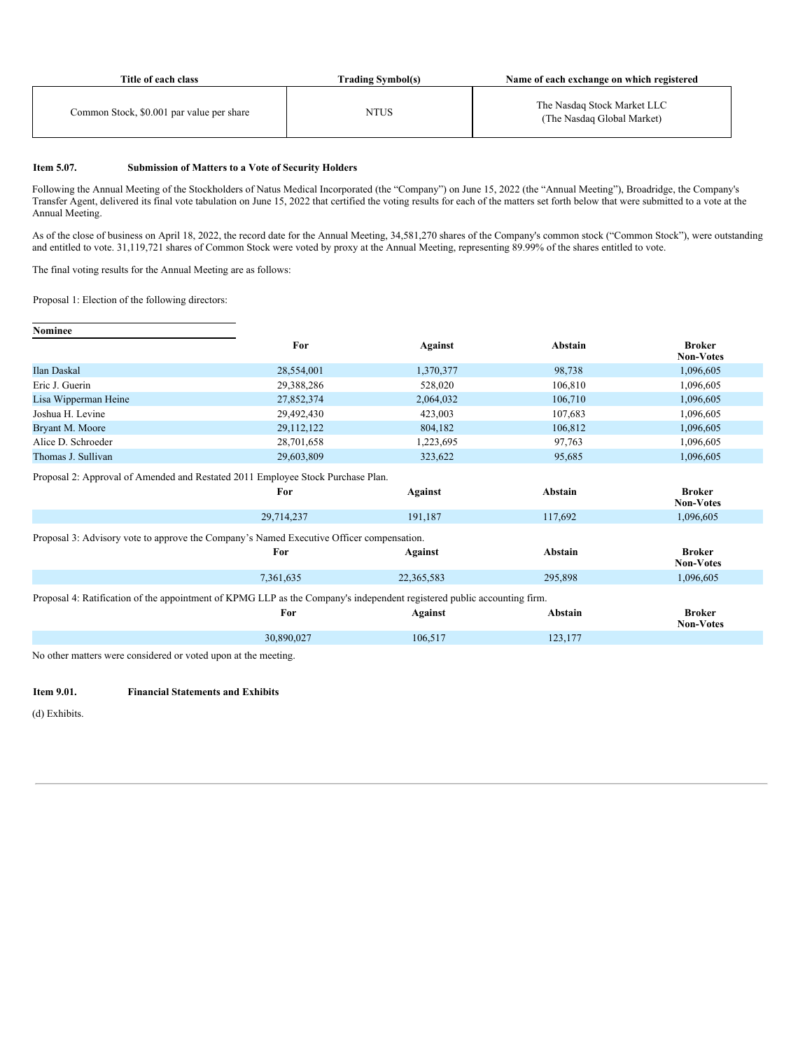| Title of each class | Trading Symbol(s) | Name of each exchange on which registered |
| --- | --- | --- |
| Common Stock, $0.001 par value per share | NTUS | The Nasdaq Stock Market LLC (The Nasdaq Global Market) |

**Item 5.07. Submission of Matters to a Vote of Security Holders**

Following the Annual Meeting of the Stockholders of Natus Medical Incorporated (the "Company") on June 15, 2022 (the "Annual Meeting"), Broadridge, the Company's Transfer Agent, delivered its final vote tabulation on June 15, 2022 that certified the voting results for each of the matters set forth below that were submitted to a vote at the Annual Meeting.

As of the close of business on April 18, 2022, the record date for the Annual Meeting, 34,581,270 shares of the Company's common stock ("Common Stock"), were outstanding and entitled to vote. 31,119,721 shares of Common Stock were voted by proxy at the Annual Meeting, representing 89.99% of the shares entitled to vote.

The final voting results for the Annual Meeting are as follows:

Proposal 1: Election of the following directors:

| Nominee | For | Against | Abstain | Broker Non-Votes |
| --- | --- | --- | --- | --- |
| Ilan Daskal | 28,554,001 | 1,370,377 | 98,738 | 1,096,605 |
| Eric J. Guerin | 29,388,286 | 528,020 | 106,810 | 1,096,605 |
| Lisa Wipperman Heine | 27,852,374 | 2,064,032 | 106,710 | 1,096,605 |
| Joshua H. Levine | 29,492,430 | 423,003 | 107,683 | 1,096,605 |
| Bryant M. Moore | 29,112,122 | 804,182 | 106,812 | 1,096,605 |
| Alice D. Schroeder | 28,701,658 | 1,223,695 | 97,763 | 1,096,605 |
| Thomas J. Sullivan | 29,603,809 | 323,622 | 95,685 | 1,096,605 |

Proposal 2: Approval of Amended and Restated 2011 Employee Stock Purchase Plan.

| For | Against | Abstain | Broker Non-Votes |
| --- | --- | --- | --- |
| 29,714,237 | 191,187 | 117,692 | 1,096,605 |

Proposal 3: Advisory vote to approve the Company's Named Executive Officer compensation.

| For | Against | Abstain | Broker Non-Votes |
| --- | --- | --- | --- |
| 7,361,635 | 22,365,583 | 295,898 | 1,096,605 |

Proposal 4: Ratification of the appointment of KPMG LLP as the Company's independent registered public accounting firm.

| For | Against | Abstain | Broker Non-Votes |
| --- | --- | --- | --- |
| 30,890,027 | 106,517 | 123,177 | |

No other matters were considered or voted upon at the meeting.

**Item 9.01. Financial Statements and Exhibits**

(d) Exhibits.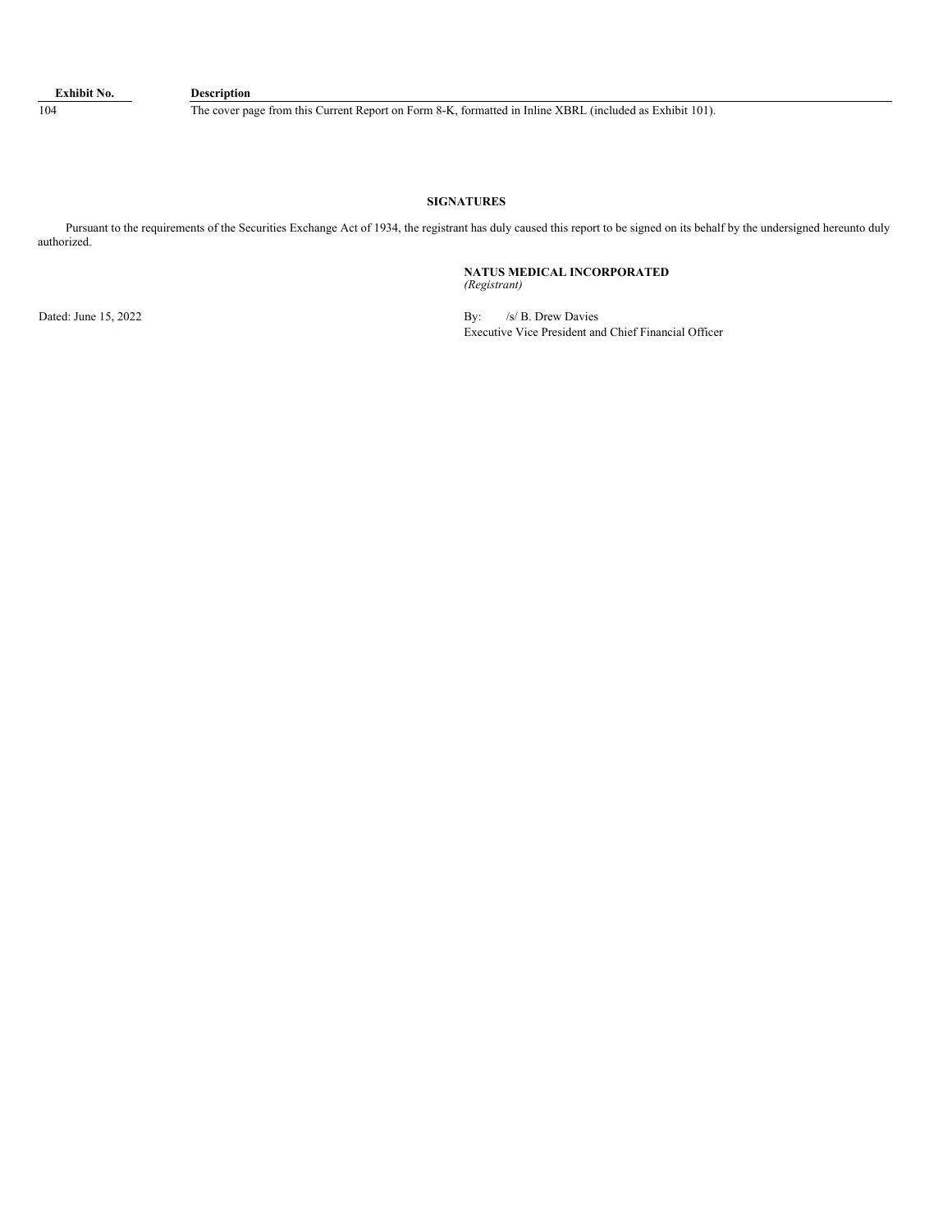| Exhibit No. | Description |
| --- | --- |
| 104 | The cover page from this Current Report on Form 8-K, formatted in Inline XBRL (included as Exhibit 101). |

## SIGNATURES

Pursuant to the requirements of the Securities Exchange Act of 1934, the registrant has duly caused this report to be signed on its behalf by the undersigned hereunto duly authorized.

**NATUS MEDICAL INCORPORATED**
*(Registrant)*

Dated: June 15, 2022

By: /s/ B. Drew Davies
Executive Vice President and Chief Financial Officer